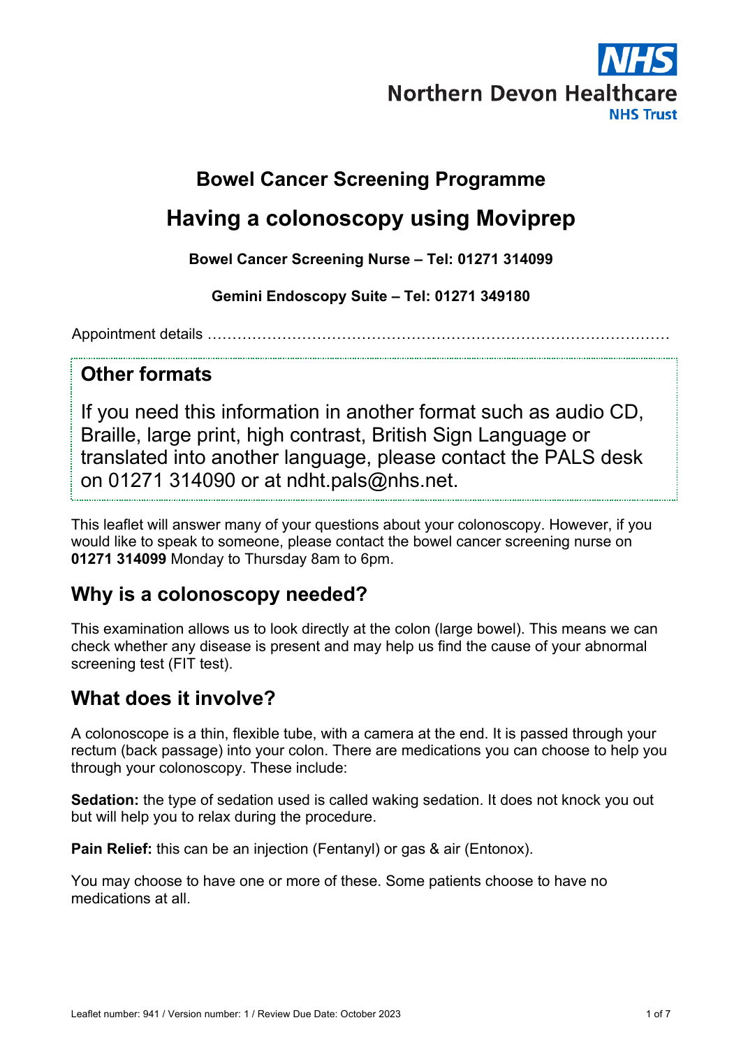Northern Devon Healthcare NHS Trust

# Bowel Cancer Screening Programme

# Having a colonoscopy using Moviprep

**Bowel Cancer Screening Nurse – Tel: 01271 314099**

**Gemini Endoscopy Suite – Tel: 01271 349180**

Appointment details ………………………………………………………………………………

## Other formats

If you need this information in another format such as audio CD, Braille, large print, high contrast, British Sign Language or translated into another language, please contact the PALS desk on 01271 314090 or at ndht.pals@nhs.net.

This leaflet will answer many of your questions about your colonoscopy. However, if you would like to speak to someone, please contact the bowel cancer screening nurse on **01271 314099** Monday to Thursday 8am to 6pm.

## Why is a colonoscopy needed?

This examination allows us to look directly at the colon (large bowel). This means we can check whether any disease is present and may help us find the cause of your abnormal screening test (FIT test).

## What does it involve?

A colonoscope is a thin, flexible tube, with a camera at the end. It is passed through your rectum (back passage) into your colon. There are medications you can choose to help you through your colonoscopy. These include:

**Sedation:** the type of sedation used is called waking sedation. It does not knock you out but will help you to relax during the procedure.

**Pain Relief:** this can be an injection (Fentanyl) or gas & air (Entonox).

You may choose to have one or more of these. Some patients choose to have no medications at all.

Leaflet number: 941 / Version number: 1 / Review Due Date: October 2023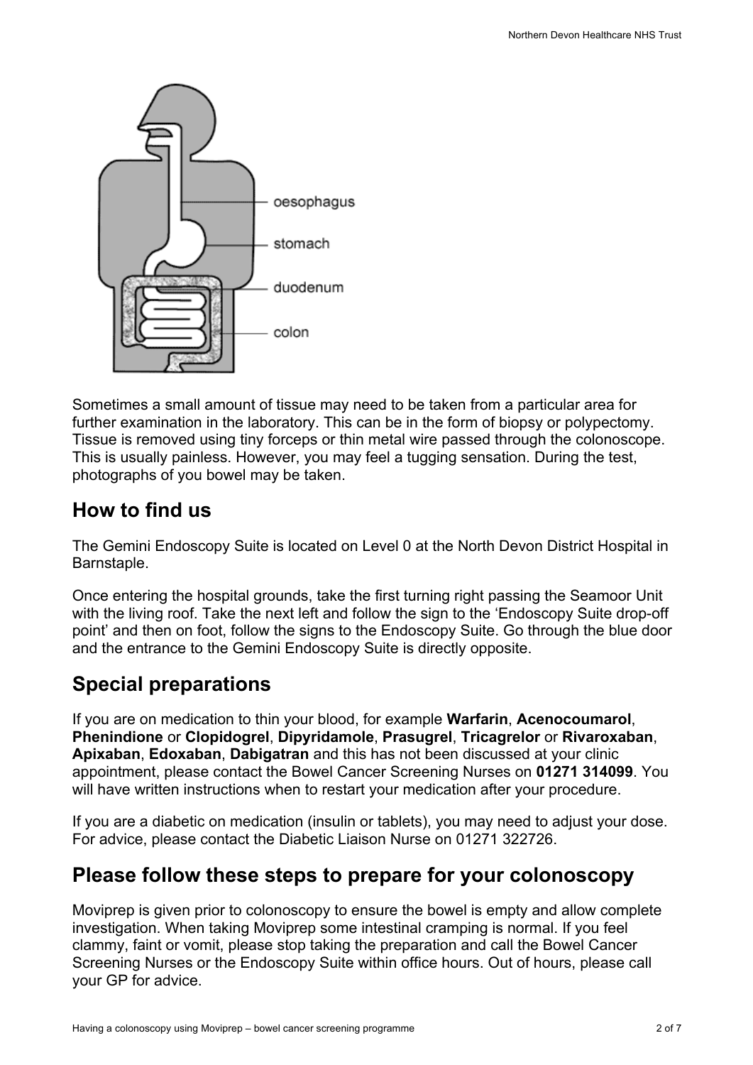Sometimes a small amount of tissue may need to be taken from a particular area for further examination in the laboratory. This can be in the form of biopsy or polypectomy. Tissue is removed using tiny forceps or thin metal wire passed through the colonoscope. This is usually painless. However, you may feel a tugging sensation. During the test, photographs of you bowel may be taken.

## How to find us

The Gemini Endoscopy Suite is located on Level 0 at the North Devon District Hospital in Barnstaple.

Once entering the hospital grounds, take the first turning right passing the Seamoor Unit with the living roof. Take the next left and follow the sign to the 'Endoscopy Suite drop-off point' and then on foot, follow the signs to the Endoscopy Suite. Go through the blue door and the entrance to the Gemini Endoscopy Suite is directly opposite.

## Special preparations

If you are on medication to thin your blood, for example **Warfarin**, **Acenocoumarol**, **Phenindione** or **Clopidogrel**, **Dipyridamole**, **Prasugrel**, **Tricagrelor** or **Rivaroxaban**, **Apixaban**, **Edoxaban**, **Dabigatran** and this has not been discussed at your clinic appointment, please contact the Bowel Cancer Screening Nurses on **01271 314099**. You will have written instructions when to restart your medication after your procedure.

If you are a diabetic on medication (insulin or tablets), you may need to adjust your dose. For advice, please contact the Diabetic Liaison Nurse on 01271 322726.

## Please follow these steps to prepare for your colonoscopy

Moviprep is given prior to colonoscopy to ensure the bowel is empty and allow complete investigation. When taking Moviprep some intestinal cramping is normal. If you feel clammy, faint or vomit, please stop taking the preparation and call the Bowel Cancer Screening Nurses or the Endoscopy Suite within office hours. Out of hours, please call your GP for advice.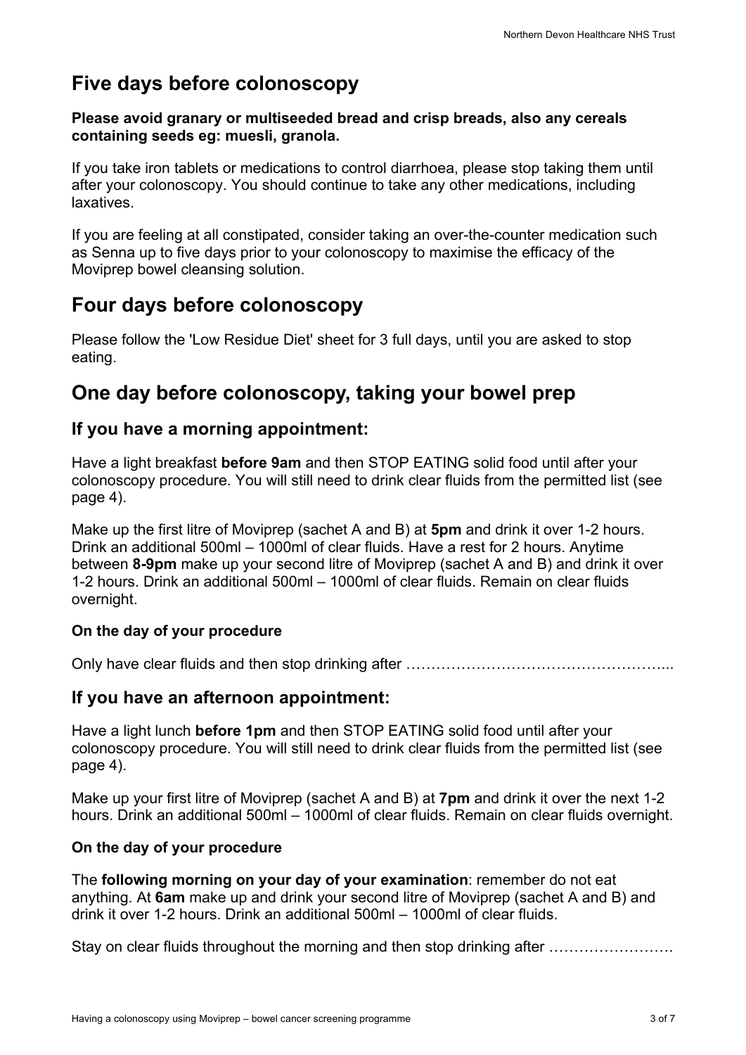## Five days before colonoscopy

**Please avoid granary or multiseeded bread and crisp breads, also any cereals containing seeds eg: muesli, granola.**

If you take iron tablets or medications to control diarrhoea, please stop taking them until after your colonoscopy. You should continue to take any other medications, including laxatives.

If you are feeling at all constipated, consider taking an over-the-counter medication such as Senna up to five days prior to your colonoscopy to maximise the efficacy of the Moviprep bowel cleansing solution.

## Four days before colonoscopy

Please follow the 'Low Residue Diet' sheet for 3 full days, until you are asked to stop eating.

## One day before colonoscopy, taking your bowel prep

### If you have a morning appointment:

Have a light breakfast **before 9am** and then STOP EATING solid food until after your colonoscopy procedure. You will still need to drink clear fluids from the permitted list (see page 4).

Make up the first litre of Moviprep (sachet A and B) at **5pm** and drink it over 1-2 hours. Drink an additional 500ml – 1000ml of clear fluids. Have a rest for 2 hours. Anytime between **8-9pm** make up your second litre of Moviprep (sachet A and B) and drink it over 1-2 hours. Drink an additional 500ml – 1000ml of clear fluids. Remain on clear fluids overnight.

**On the day of your procedure**

Only have clear fluids and then stop drinking after …………………………………………...

### If you have an afternoon appointment:

Have a light lunch **before 1pm** and then STOP EATING solid food until after your colonoscopy procedure. You will still need to drink clear fluids from the permitted list (see page 4).

Make up your first litre of Moviprep (sachet A and B) at **7pm** and drink it over the next 1-2 hours. Drink an additional 500ml – 1000ml of clear fluids. Remain on clear fluids overnight.

**On the day of your procedure**

The **following morning on your day of your examination**: remember do not eat anything. At **6am** make up and drink your second litre of Moviprep (sachet A and B) and drink it over 1-2 hours. Drink an additional 500ml – 1000ml of clear fluids.

Stay on clear fluids throughout the morning and then stop drinking after …………………….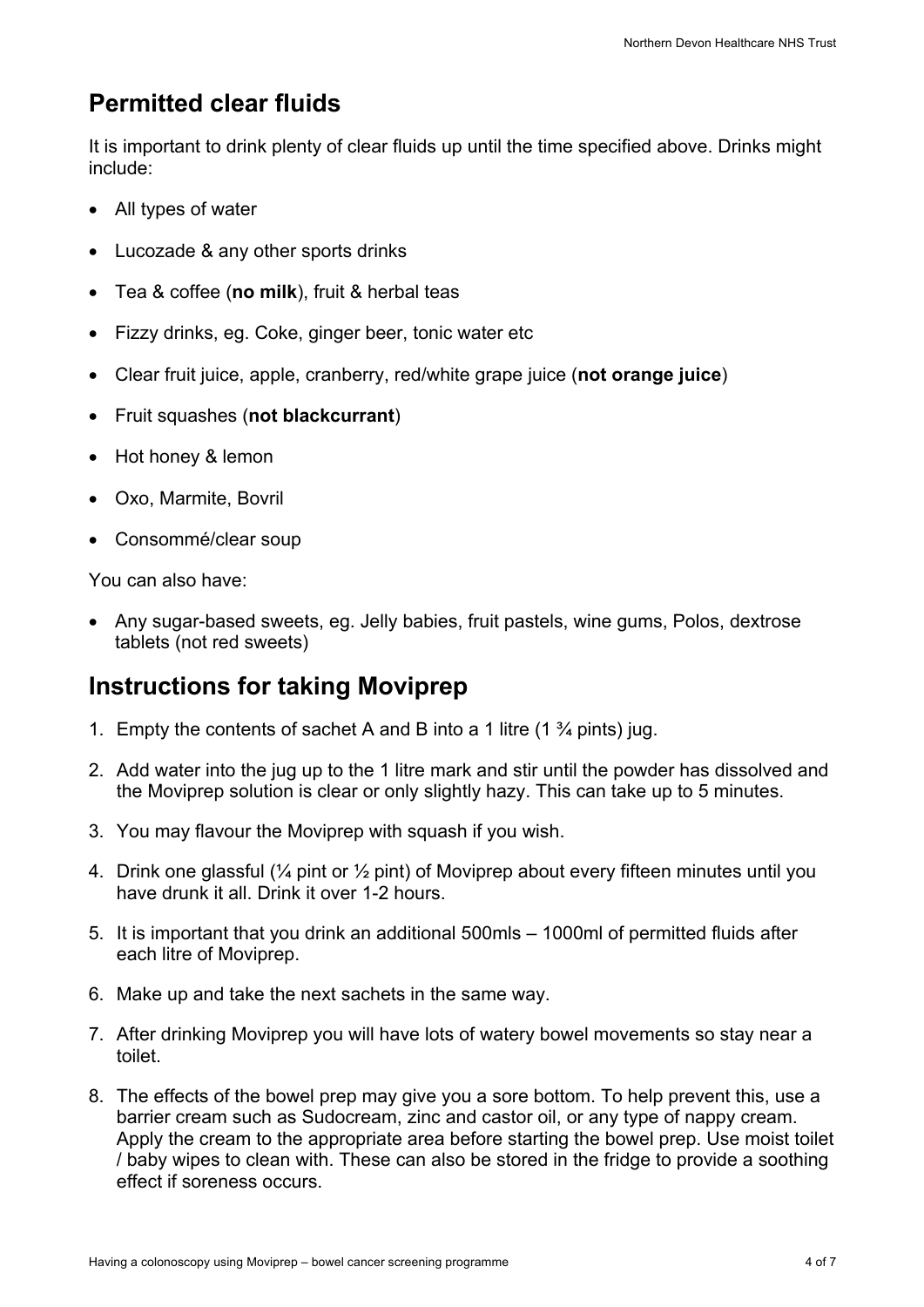## Permitted clear fluids

It is important to drink plenty of clear fluids up until the time specified above. Drinks might include:

- All types of water
- Lucozade & any other sports drinks
- Tea & coffee (**no milk**), fruit & herbal teas
- Fizzy drinks, eg. Coke, ginger beer, tonic water etc
- Clear fruit juice, apple, cranberry, red/white grape juice (**not orange juice**)
- Fruit squashes (**not blackcurrant**)
- Hot honey & lemon
- Oxo, Marmite, Bovril
- Consommé/clear soup

You can also have:

- Any sugar-based sweets, eg. Jelly babies, fruit pastels, wine gums, Polos, dextrose tablets (not red sweets)

## Instructions for taking Moviprep

1. Empty the contents of sachet A and B into a 1 litre (1 ¾ pints) jug.
2. Add water into the jug up to the 1 litre mark and stir until the powder has dissolved and the Moviprep solution is clear or only slightly hazy. This can take up to 5 minutes.
3. You may flavour the Moviprep with squash if you wish.
4. Drink one glassful (¼ pint or ½ pint) of Moviprep about every fifteen minutes until you have drunk it all. Drink it over 1-2 hours.
5. It is important that you drink an additional 500mls – 1000ml of permitted fluids after each litre of Moviprep.
6. Make up and take the next sachets in the same way.
7. After drinking Moviprep you will have lots of watery bowel movements so stay near a toilet.
8. The effects of the bowel prep may give you a sore bottom. To help prevent this, use a barrier cream such as Sudocream, zinc and castor oil, or any type of nappy cream. Apply the cream to the appropriate area before starting the bowel prep. Use moist toilet / baby wipes to clean with. These can also be stored in the fridge to provide a soothing effect if soreness occurs.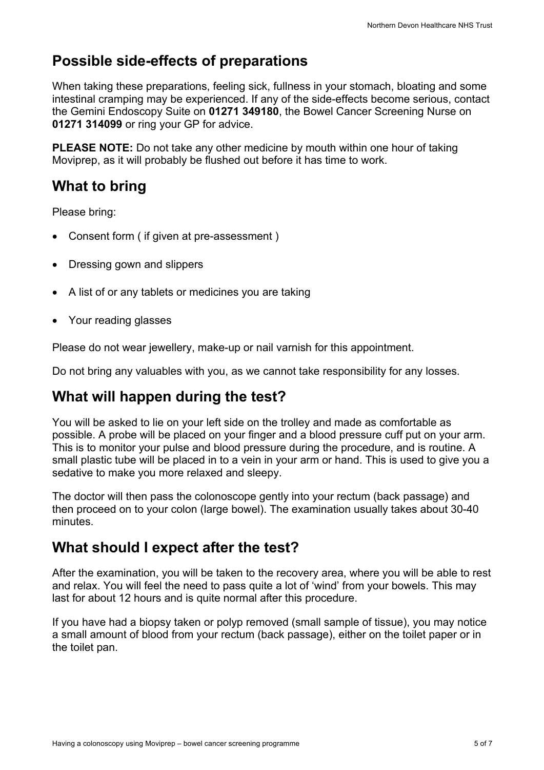## Possible side-effects of preparations

When taking these preparations, feeling sick, fullness in your stomach, bloating and some intestinal cramping may be experienced. If any of the side-effects become serious, contact the Gemini Endoscopy Suite on **01271 349180**, the Bowel Cancer Screening Nurse on **01271 314099** or ring your GP for advice.

**PLEASE NOTE:** Do not take any other medicine by mouth within one hour of taking Moviprep, as it will probably be flushed out before it has time to work.

## What to bring

Please bring:

- Consent form ( if given at pre-assessment )
- Dressing gown and slippers
- A list of or any tablets or medicines you are taking
- Your reading glasses

Please do not wear jewellery, make-up or nail varnish for this appointment.

Do not bring any valuables with you, as we cannot take responsibility for any losses.

## What will happen during the test?

You will be asked to lie on your left side on the trolley and made as comfortable as possible. A probe will be placed on your finger and a blood pressure cuff put on your arm. This is to monitor your pulse and blood pressure during the procedure, and is routine. A small plastic tube will be placed in to a vein in your arm or hand. This is used to give you a sedative to make you more relaxed and sleepy.

The doctor will then pass the colonoscope gently into your rectum (back passage) and then proceed on to your colon (large bowel). The examination usually takes about 30-40 minutes.

## What should I expect after the test?

After the examination, you will be taken to the recovery area, where you will be able to rest and relax. You will feel the need to pass quite a lot of 'wind' from your bowels. This may last for about 12 hours and is quite normal after this procedure.

If you have had a biopsy taken or polyp removed (small sample of tissue), you may notice a small amount of blood from your rectum (back passage), either on the toilet paper or in the toilet pan.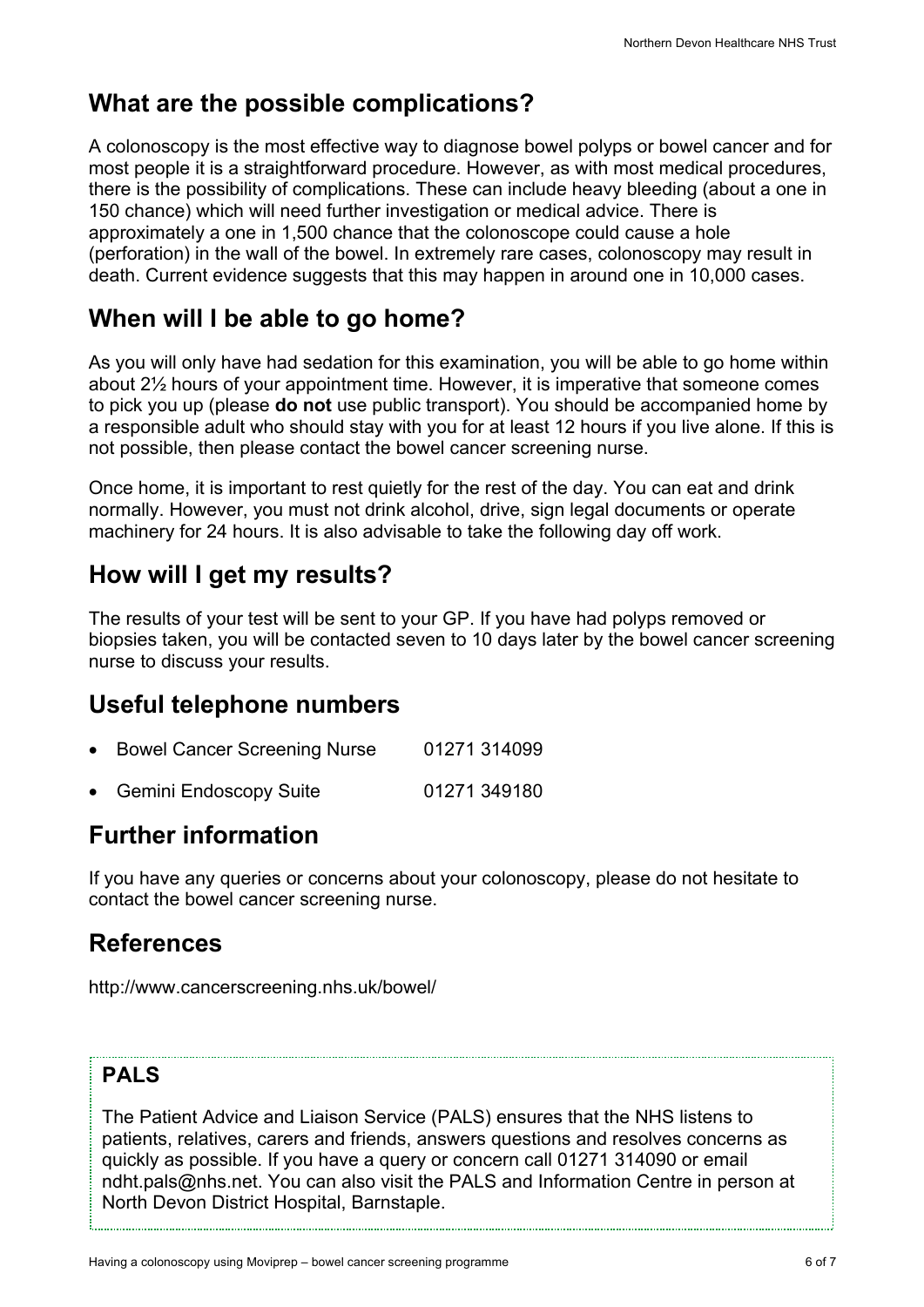## What are the possible complications?

A colonoscopy is the most effective way to diagnose bowel polyps or bowel cancer and for most people it is a straightforward procedure. However, as with most medical procedures, there is the possibility of complications. These can include heavy bleeding (about a one in 150 chance) which will need further investigation or medical advice. There is approximately a one in 1,500 chance that the colonoscope could cause a hole (perforation) in the wall of the bowel. In extremely rare cases, colonoscopy may result in death. Current evidence suggests that this may happen in around one in 10,000 cases.

## When will I be able to go home?

As you will only have had sedation for this examination, you will be able to go home within about 2½ hours of your appointment time. However, it is imperative that someone comes to pick you up (please **do not** use public transport). You should be accompanied home by a responsible adult who should stay with you for at least 12 hours if you live alone. If this is not possible, then please contact the bowel cancer screening nurse.

Once home, it is important to rest quietly for the rest of the day. You can eat and drink normally. However, you must not drink alcohol, drive, sign legal documents or operate machinery for 24 hours. It is also advisable to take the following day off work.

## How will I get my results?

The results of your test will be sent to your GP. If you have had polyps removed or biopsies taken, you will be contacted seven to 10 days later by the bowel cancer screening nurse to discuss your results.

## Useful telephone numbers

- Bowel Cancer Screening Nurse 01271 314099
- Gemini Endoscopy Suite 01271 349180

## Further information

If you have any queries or concerns about your colonoscopy, please do not hesitate to contact the bowel cancer screening nurse.

## References

http://www.cancerscreening.nhs.uk/bowel/

### PALS

The Patient Advice and Liaison Service (PALS) ensures that the NHS listens to patients, relatives, carers and friends, answers questions and resolves concerns as quickly as possible. If you have a query or concern call 01271 314090 or email ndht.pals@nhs.net. You can also visit the PALS and Information Centre in person at North Devon District Hospital, Barnstaple.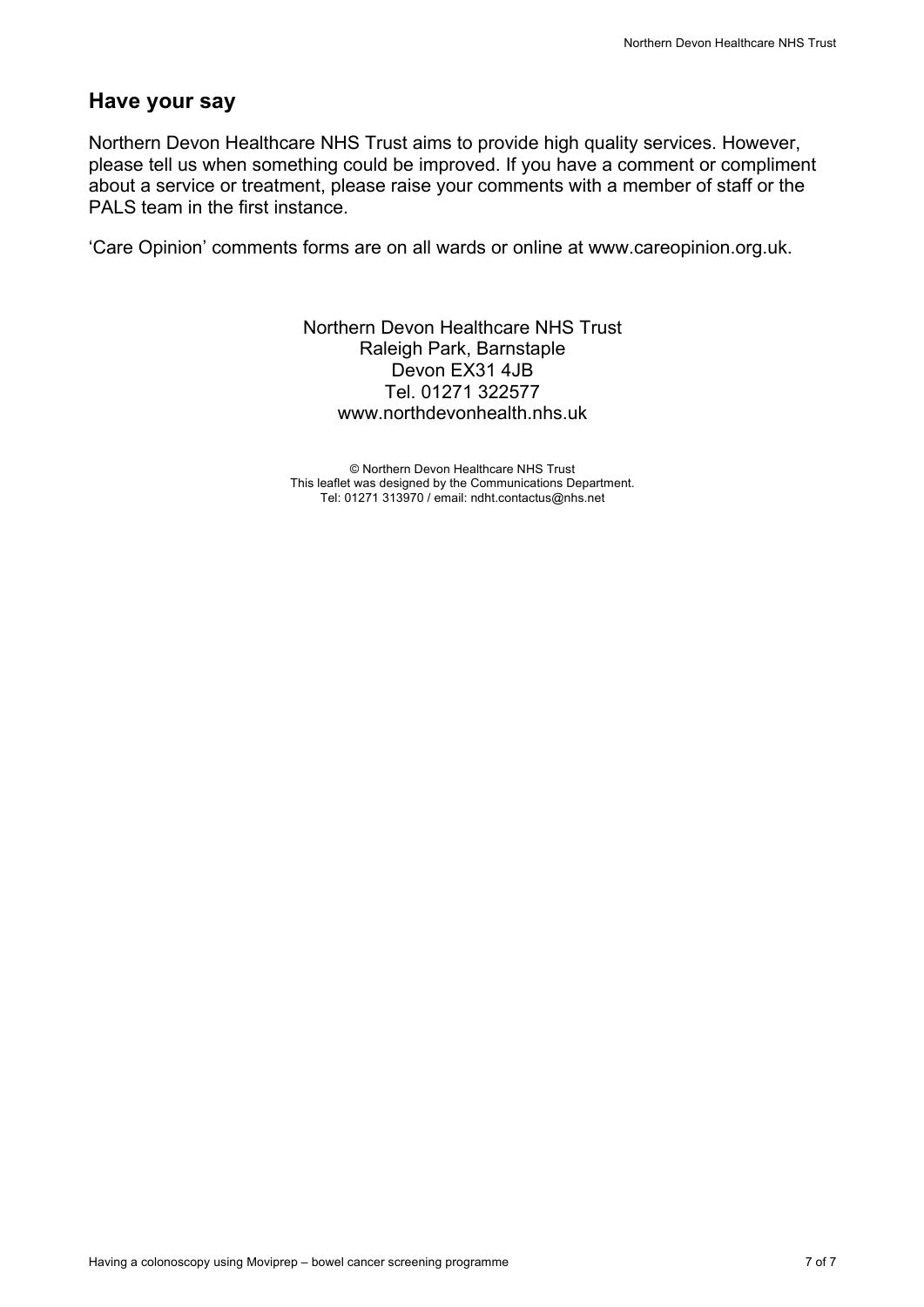## Have your say

Northern Devon Healthcare NHS Trust aims to provide high quality services. However, please tell us when something could be improved. If you have a comment or compliment about a service or treatment, please raise your comments with a member of staff or the PALS team in the first instance.

'Care Opinion' comments forms are on all wards or online at www.careopinion.org.uk.

Northern Devon Healthcare NHS Trust
Raleigh Park, Barnstaple
Devon EX31 4JB
Tel. 01271 322577
www.northdevonhealth.nhs.uk

© Northern Devon Healthcare NHS Trust
This leaflet was designed by the Communications Department.
Tel: 01271 313970 / email: ndht.contactus@nhs.net